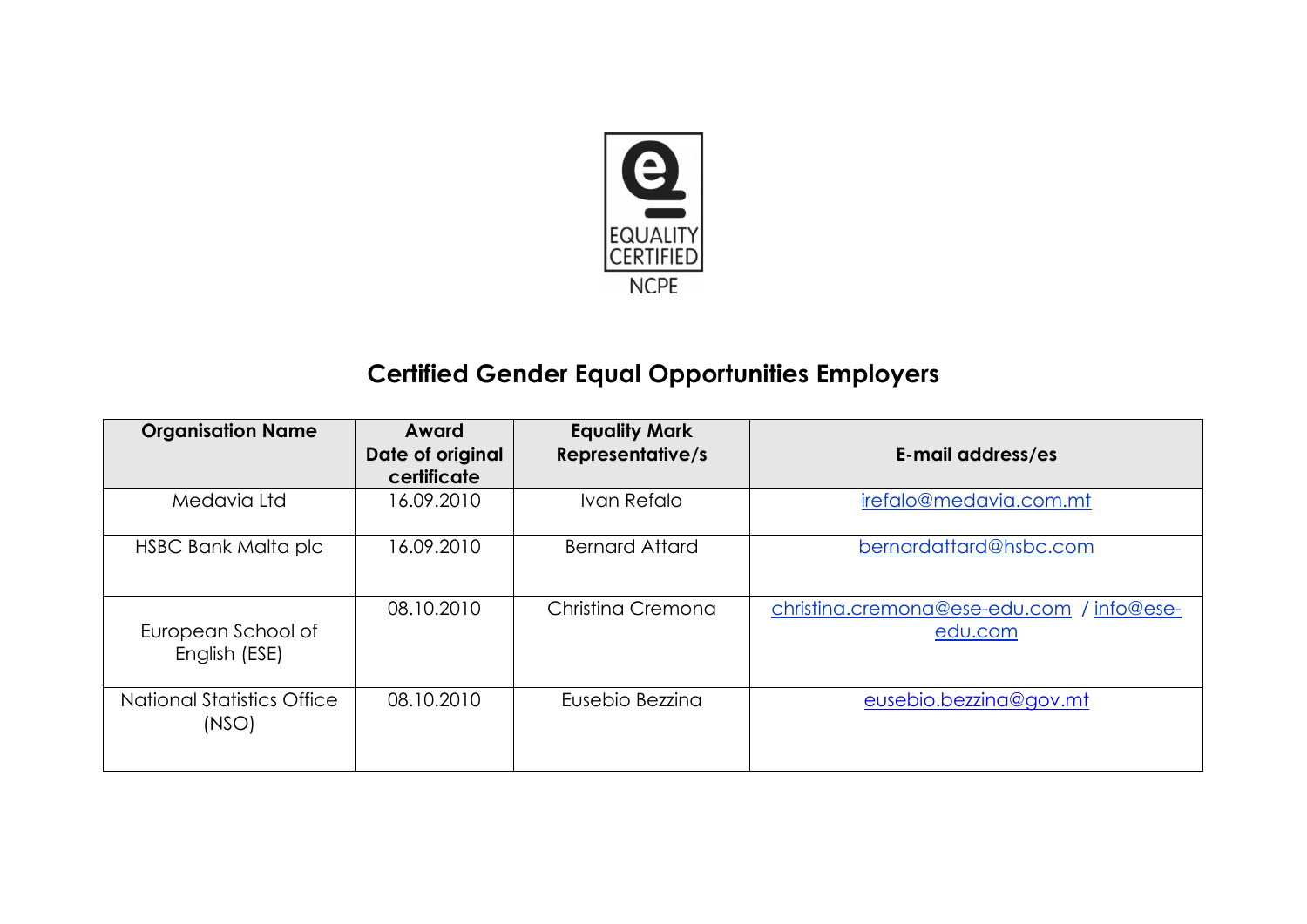EQUALITY CERTIFIED

NCPE

# Certified Gender Equal Opportunities Employers

| Organisation Name | Award Date of original certificate | Equality Mark Representative/s | E-mail address/es |
| --- | --- | --- | --- |
| Medavia Ltd | 16.09.2010 | Ivan Refalo | irefalo@medavia.com.mt |
| HSBC Bank Malta plc | 16.09.2010 | Bernard Attard | bernardattard@hsbc.com |
| European School of English (ESE) | 08.10.2010 | Christina Cremona | christina.cremona@ese-edu.com / info@ese-edu.com |
| National Statistics Office (NSO) | 08.10.2010 | Eusebio Bezzina | eusebio.bezzina@gov.mt |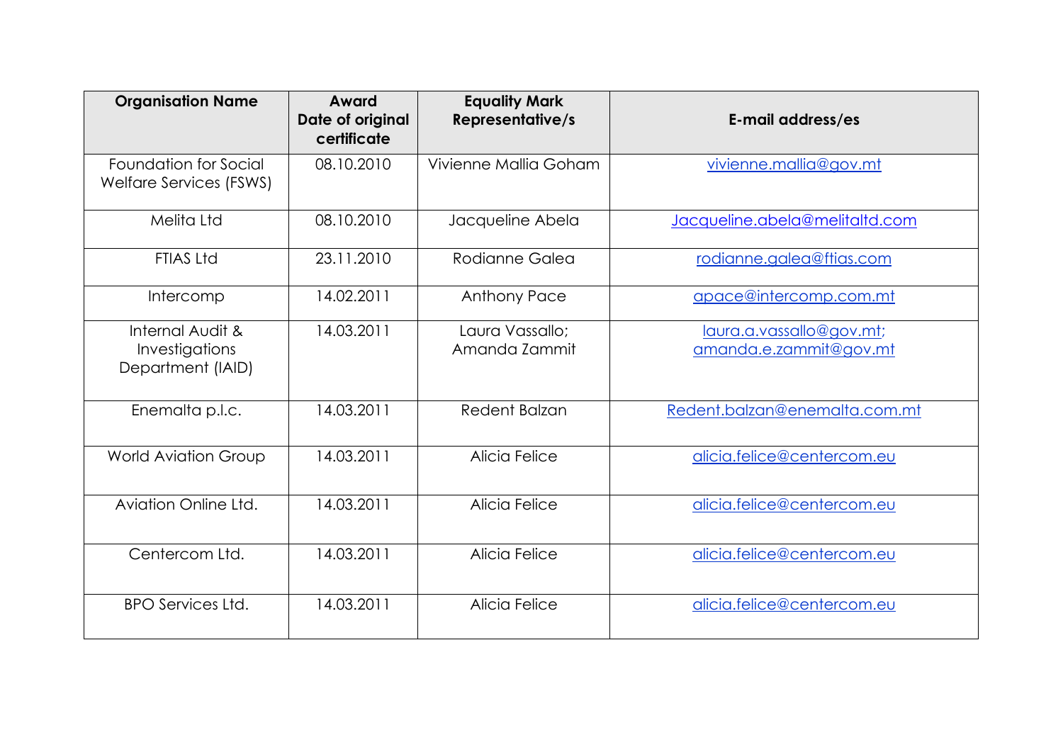| Organisation Name | Award Date of original certificate | Equality Mark Representative/s | E-mail address/es |
|---|---|---|---|
| Foundation for Social Welfare Services (FSWS) | 08.10.2010 | Vivienne Mallia Goham | vivienne.mallia@gov.mt |
| Melita Ltd | 08.10.2010 | Jacqueline Abela | Jacqueline.abela@melitaltd.com |
| FTIAS Ltd | 23.11.2010 | Rodianne Galea | rodianne.galea@ftias.com |
| Intercomp | 14.02.2011 | Anthony Pace | apace@intercomp.com.mt |
| Internal Audit & Investigations Department (IAID) | 14.03.2011 | Laura Vassallo; Amanda Zammit | laura.a.vassallo@gov.mt; amanda.e.zammit@gov.mt |
| Enemalta p.l.c. | 14.03.2011 | Redent Balzan | Redent.balzan@enemalta.com.mt |
| World Aviation Group | 14.03.2011 | Alicia Felice | alicia.felice@centercom.eu |
| Aviation Online Ltd. | 14.03.2011 | Alicia Felice | alicia.felice@centercom.eu |
| Centercom Ltd. | 14.03.2011 | Alicia Felice | alicia.felice@centercom.eu |
| BPO Services Ltd. | 14.03.2011 | Alicia Felice | alicia.felice@centercom.eu |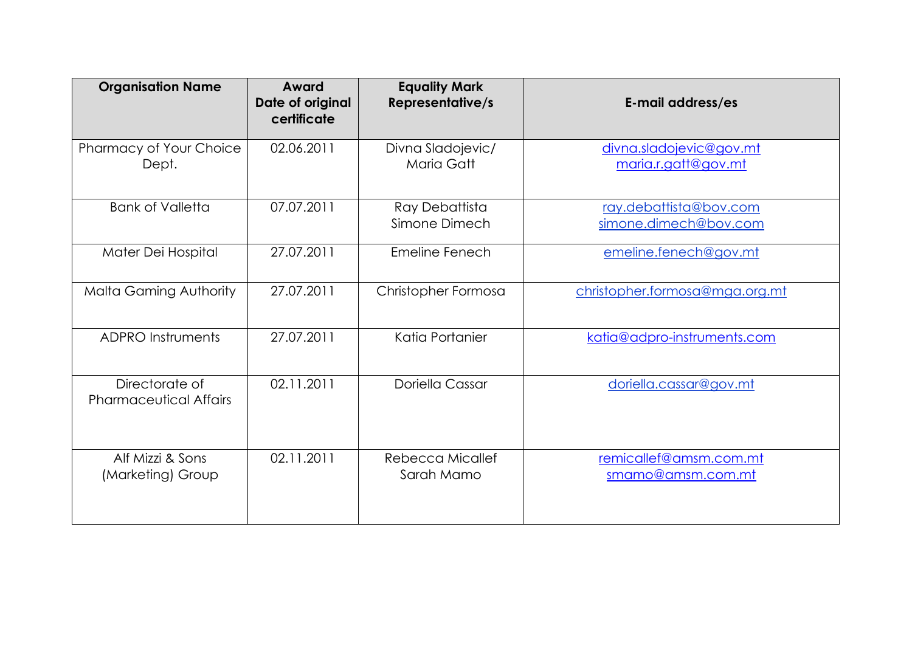| Organisation Name | Award Date of original certificate | Equality Mark Representative/s | E-mail address/es |
|---|---|---|---|
| Pharmacy of Your Choice Dept. | 02.06.2011 | Divna Sladojevic/ Maria Gatt | divna.sladojevic@gov.mt maria.r.gatt@gov.mt |
| Bank of Valletta | 07.07.2011 | Ray Debattista Simone Dimech | ray.debattista@bov.com simone.dimech@bov.com |
| Mater Dei Hospital | 27.07.2011 | Emeline Fenech | emeline.fenech@gov.mt |
| Malta Gaming Authority | 27.07.2011 | Christopher Formosa | christopher.formosa@mga.org.mt |
| ADPRO Instruments | 27.07.2011 | Katia Portanier | katia@adpro-instruments.com |
| Directorate of Pharmaceutical Affairs | 02.11.2011 | Doriella Cassar | doriella.cassar@gov.mt |
| Alf Mizzi & Sons (Marketing) Group | 02.11.2011 | Rebecca Micallef Sarah Mamo | remicallef@amsm.com.mt smamo@amsm.com.mt |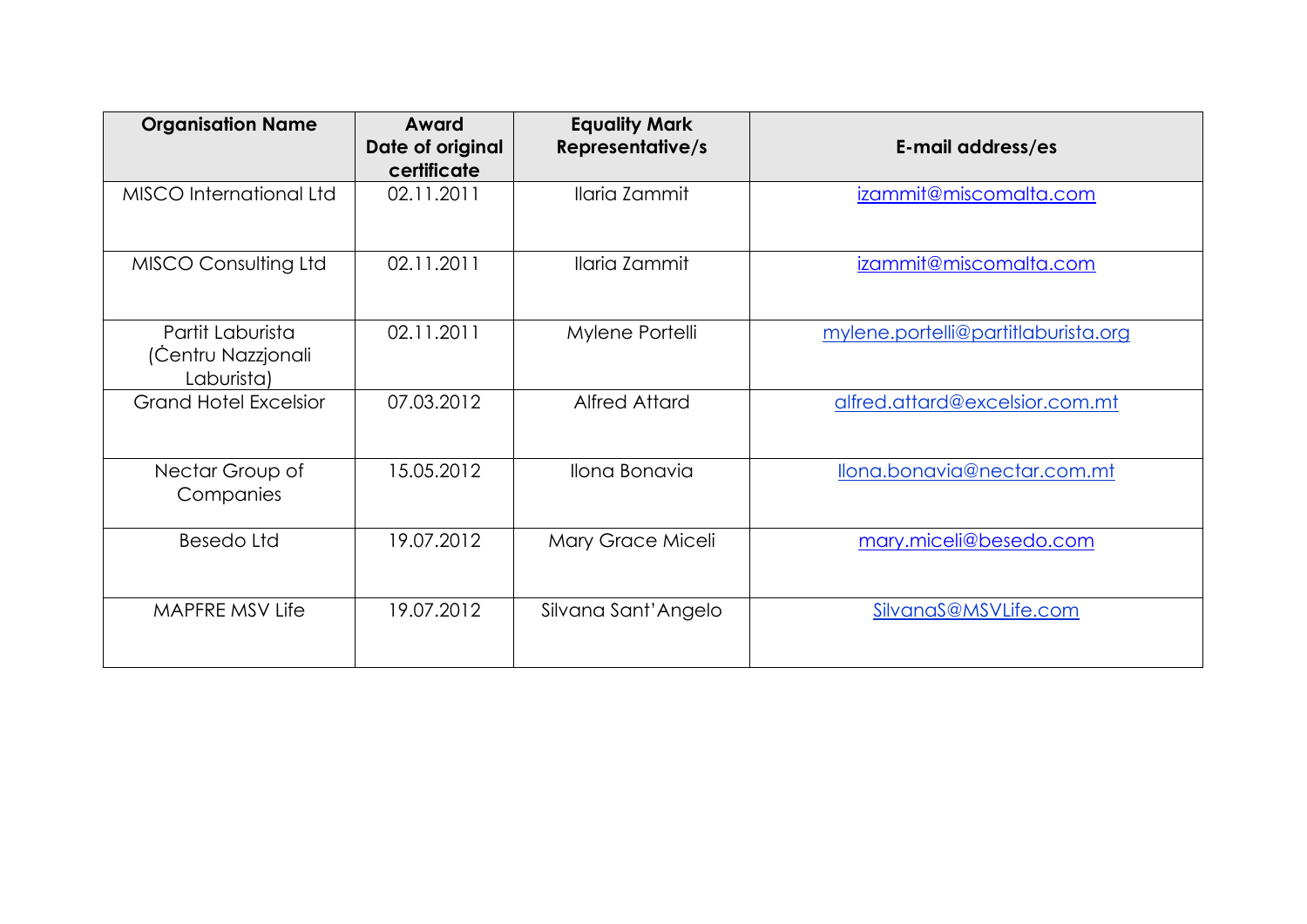| Organisation Name | Award Date of original certificate | Equality Mark Representative/s | E-mail address/es |
|---|---|---|---|
| MISCO International Ltd | 02.11.2011 | Ilaria Zammit | izammit@miscomalta.com |
| MISCO Consulting Ltd | 02.11.2011 | Ilaria Zammit | izammit@miscomalta.com |
| Partit Laburista (Ċentru Nazzjonali Laburista) | 02.11.2011 | Mylene Portelli | mylene.portelli@partitlaburista.org |
| Grand Hotel Excelsior | 07.03.2012 | Alfred Attard | alfred.attard@excelsior.com.mt |
| Nectar Group of Companies | 15.05.2012 | Ilona Bonavia | Ilona.bonavia@nectar.com.mt |
| Besedo Ltd | 19.07.2012 | Mary Grace Miceli | mary.miceli@besedo.com |
| MAPFRE MSV Life | 19.07.2012 | Silvana Sant'Angelo | SilvanaS@MSVLife.com |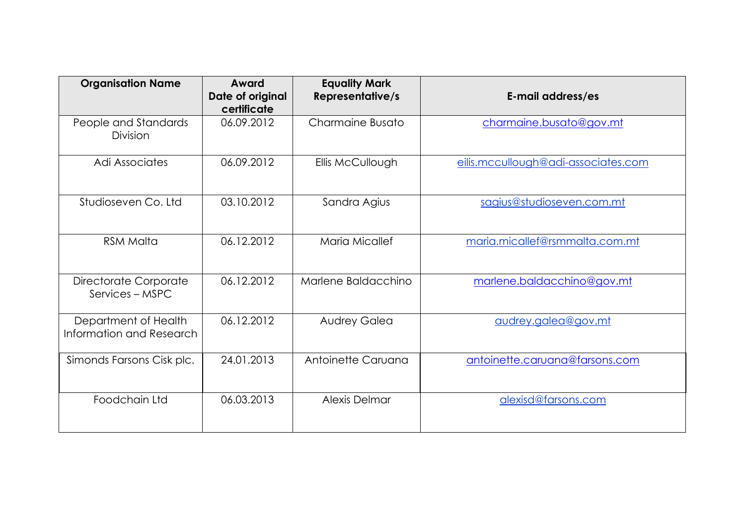| Organisation Name | Award Date of original certificate | Equality Mark Representative/s | E-mail address/es |
|---|---|---|---|
| People and Standards Division | 06.09.2012 | Charmaine Busato | charmaine.busato@gov.mt |
| Adi Associates | 06.09.2012 | Ellis McCullough | eilis.mccullough@adi-associates.com |
| Studioseven Co. Ltd | 03.10.2012 | Sandra Agius | sagius@studioseven.com.mt |
| RSM Malta | 06.12.2012 | Maria Micallef | maria.micallef@rsmmalta.com.mt |
| Directorate Corporate Services – MSPC | 06.12.2012 | Marlene Baldacchino | marlene.baldacchino@gov.mt |
| Department of Health Information and Research | 06.12.2012 | Audrey Galea | audrey.galea@gov.mt |
| Simonds Farsons Cisk plc. | 24.01.2013 | Antoinette Caruana | antoinette.caruana@farsons.com |
| Foodchain Ltd | 06.03.2013 | Alexis Delmar | alexisd@farsons.com |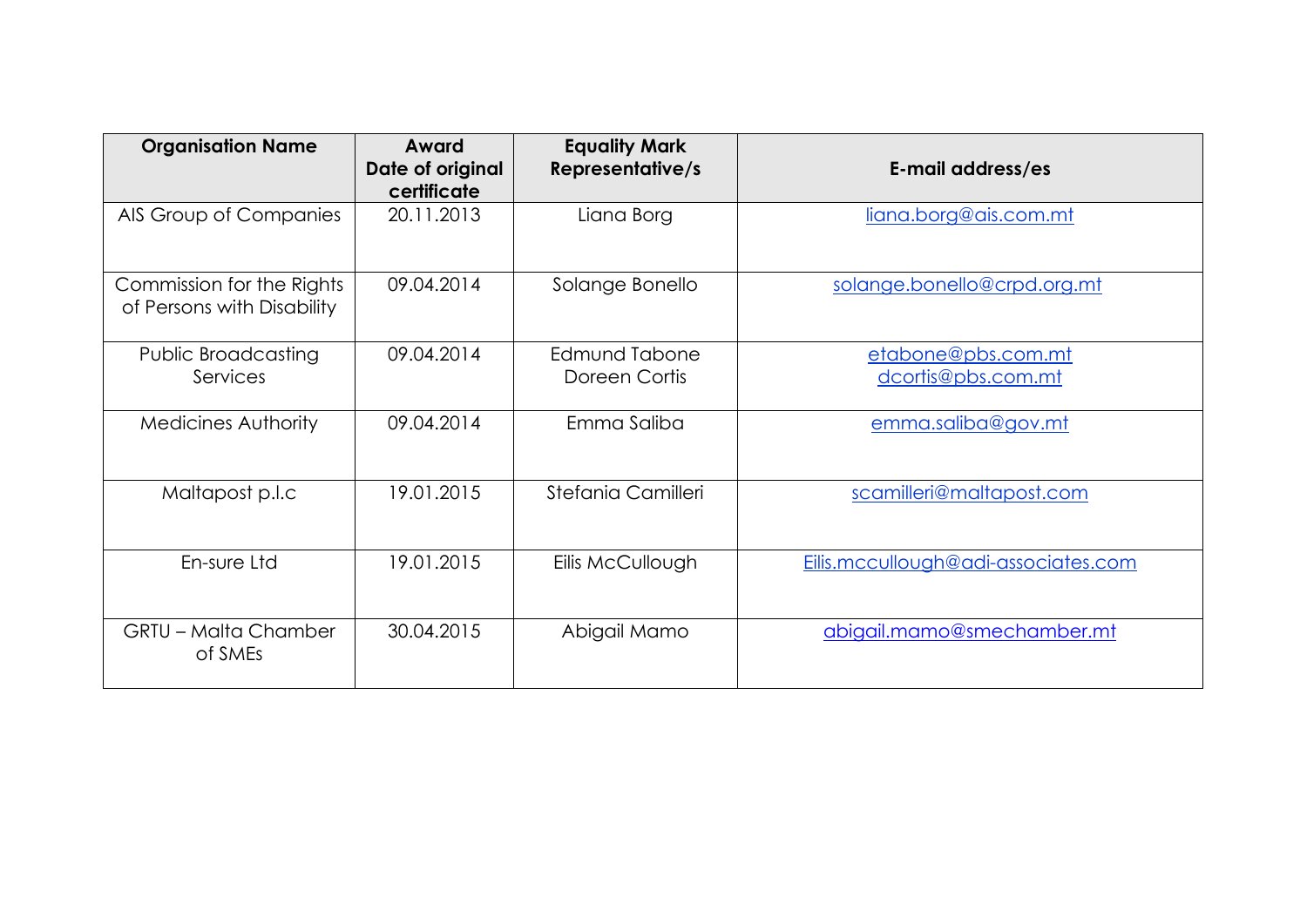| Organisation Name | Award Date of original certificate | Equality Mark Representative/s | E-mail address/es |
| --- | --- | --- | --- |
| AIS Group of Companies | 20.11.2013 | Liana Borg | liana.borg@ais.com.mt |
| Commission for the Rights of Persons with Disability | 09.04.2014 | Solange Bonello | solange.bonello@crpd.org.mt |
| Public Broadcasting Services | 09.04.2014 | Edmund Tabone<br>Doreen Cortis | etabone@pbs.com.mt<br>dcortis@pbs.com.mt |
| Medicines Authority | 09.04.2014 | Emma Saliba | emma.saliba@gov.mt |
| Maltapost p.l.c | 19.01.2015 | Stefania Camilleri | scamilleri@maltapost.com |
| En-sure Ltd | 19.01.2015 | Eilis McCullough | Eilis.mccullough@adi-associates.com |
| GRTU – Malta Chamber of SMEs | 30.04.2015 | Abigail Mamo | abigail.mamo@smechamber.mt |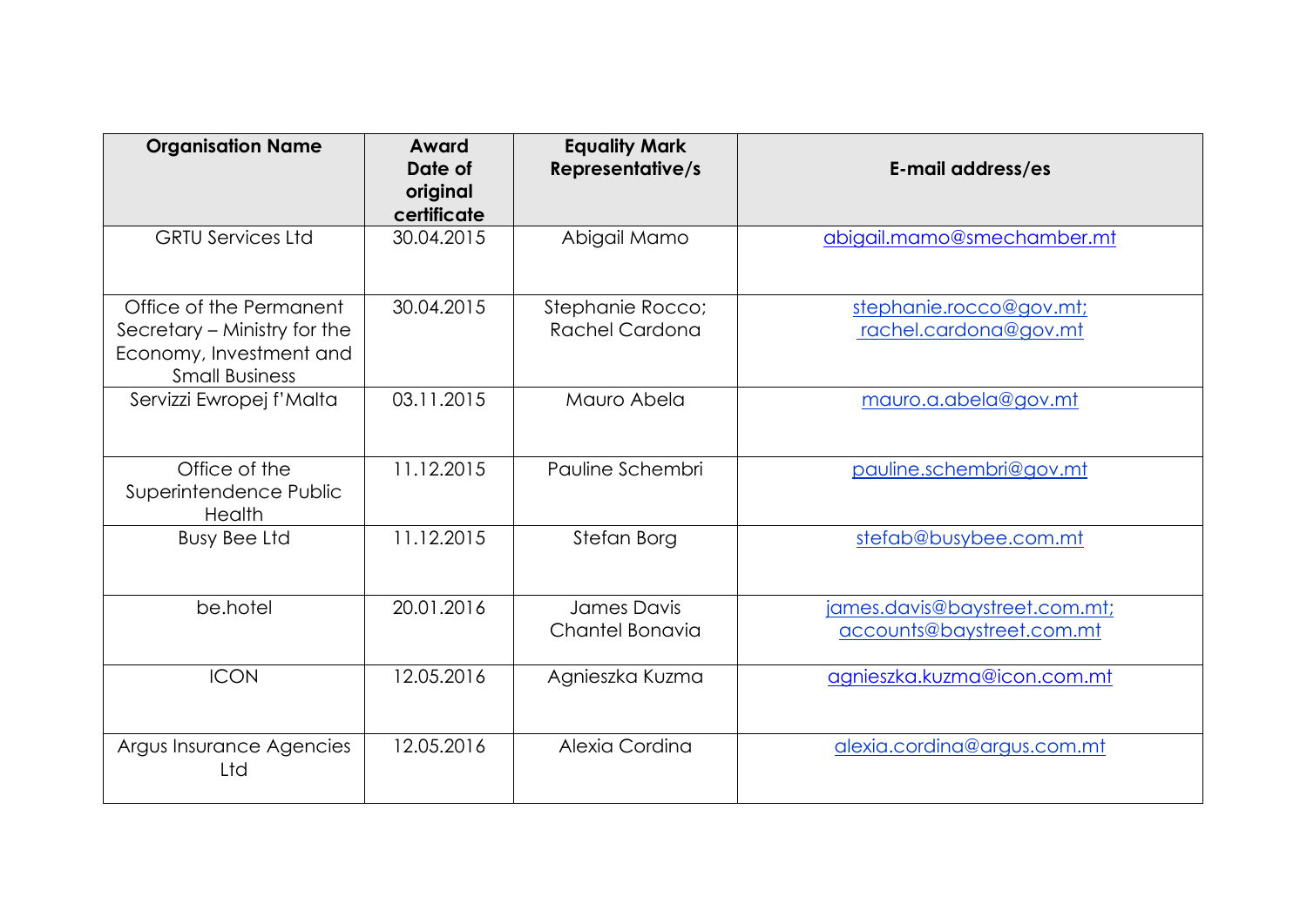| Organisation Name | Award Date of original certificate | Equality Mark Representative/s | E-mail address/es |
|---|---|---|---|
| GRTU Services Ltd | 30.04.2015 | Abigail Mamo | abigail.mamo@smechamber.mt |
| Office of the Permanent Secretary – Ministry for the Economy, Investment and Small Business | 30.04.2015 | Stephanie Rocco; Rachel Cardona | stephanie.rocco@gov.mt; rachel.cardona@gov.mt |
| Servizzi Ewropej f'Malta | 03.11.2015 | Mauro Abela | mauro.a.abela@gov.mt |
| Office of the Superintendence Public Health | 11.12.2015 | Pauline Schembri | pauline.schembri@gov.mt |
| Busy Bee Ltd | 11.12.2015 | Stefan Borg | stefab@busybee.com.mt |
| be.hotel | 20.01.2016 | James Davis Chantel Bonavia | james.davis@baystreet.com.mt; accounts@baystreet.com.mt |
| ICON | 12.05.2016 | Agnieszka Kuzma | agnieszka.kuzma@icon.com.mt |
| Argus Insurance Agencies Ltd | 12.05.2016 | Alexia Cordina | alexia.cordina@argus.com.mt |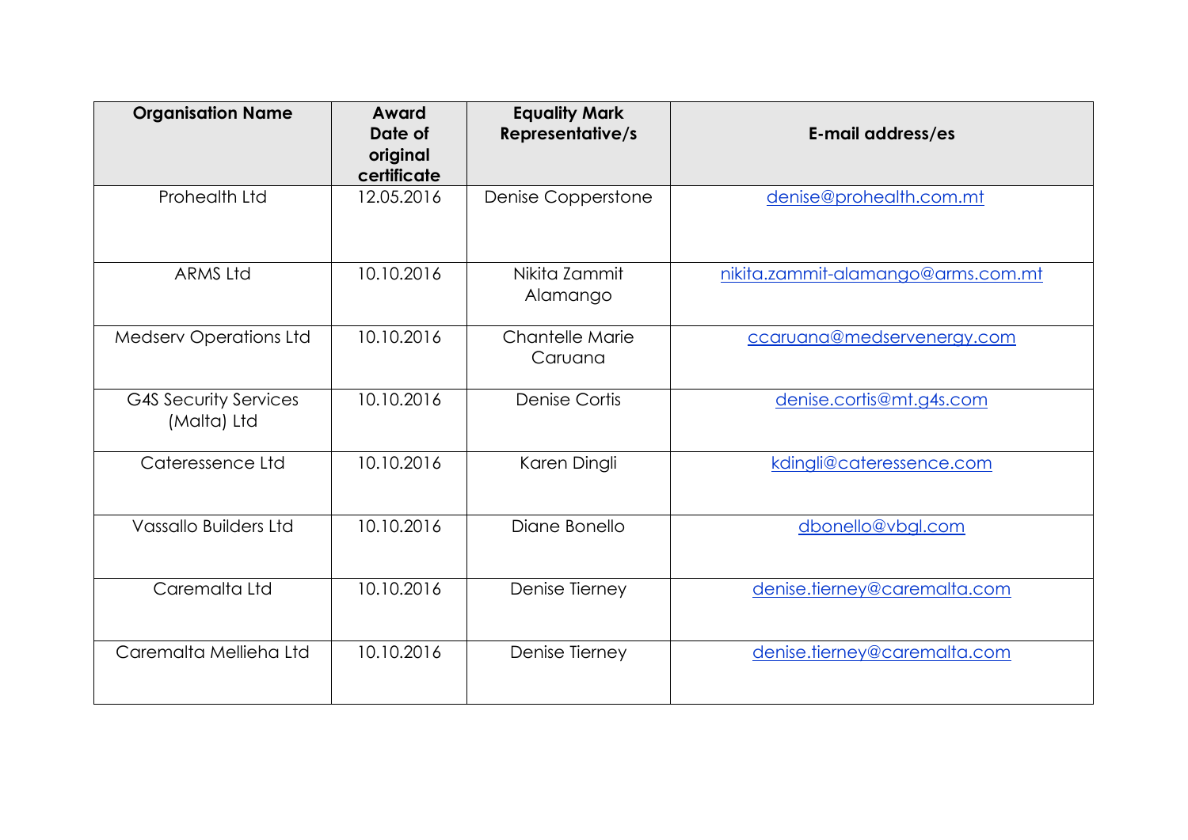| Organisation Name | Award Date of original certificate | Equality Mark Representative/s | E-mail address/es |
|---|---|---|---|
| Prohealth Ltd | 12.05.2016 | Denise Copperstone | denise@prohealth.com.mt |
| ARMS Ltd | 10.10.2016 | Nikita Zammit Alamango | nikita.zammit-alamango@arms.com.mt |
| Medserv Operations Ltd | 10.10.2016 | Chantelle Marie Caruana | ccaruana@medservenergy.com |
| G4S Security Services (Malta) Ltd | 10.10.2016 | Denise Cortis | denise.cortis@mt.g4s.com |
| Cateressence Ltd | 10.10.2016 | Karen Dingli | kdingli@cateressence.com |
| Vassallo Builders Ltd | 10.10.2016 | Diane Bonello | dbonello@vbgl.com |
| Caremalta Ltd | 10.10.2016 | Denise Tierney | denise.tierney@caremalta.com |
| Caremalta Mellieha Ltd | 10.10.2016 | Denise Tierney | denise.tierney@caremalta.com |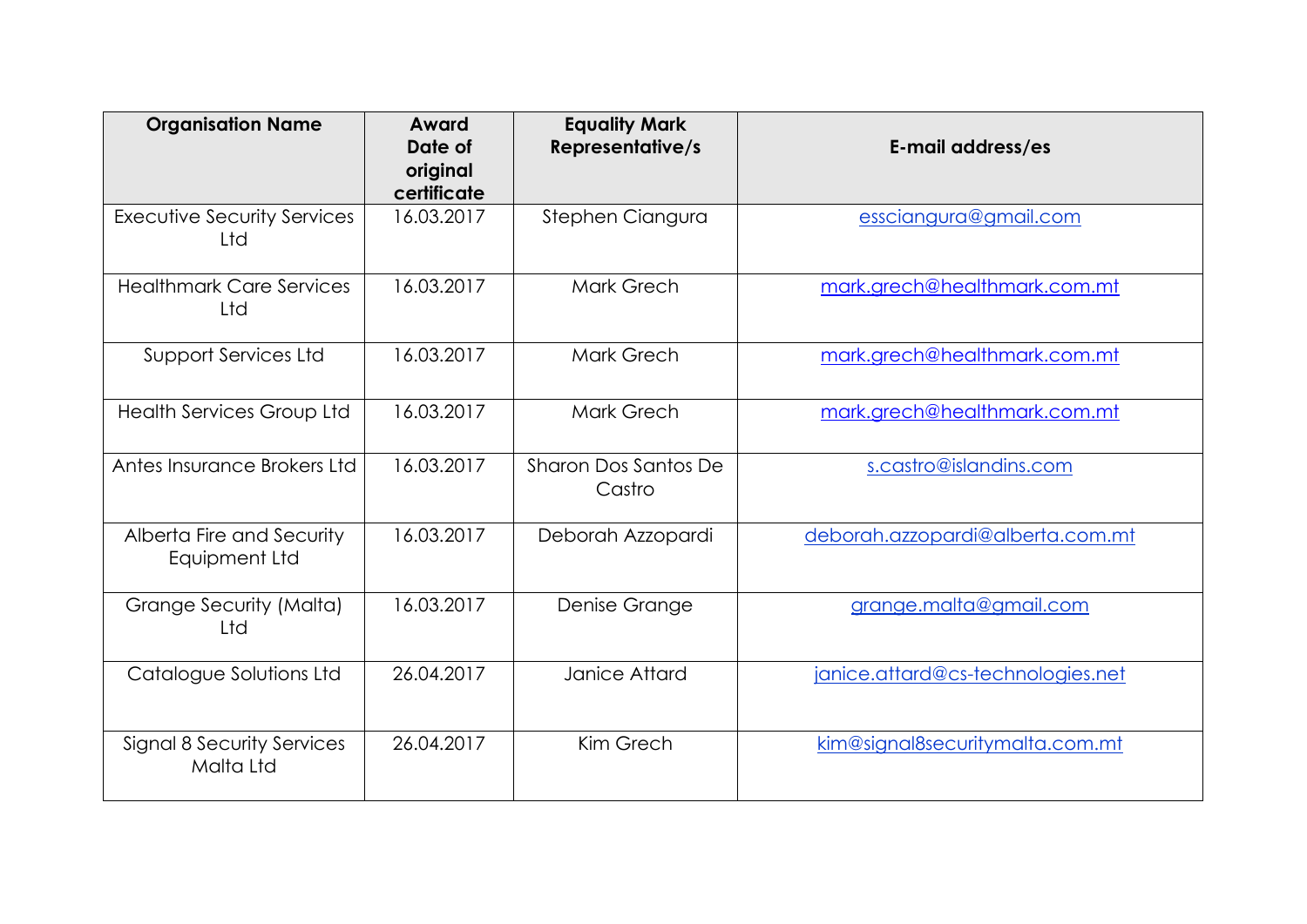| Organisation Name | Award Date of original certificate | Equality Mark Representative/s | E-mail address/es |
| --- | --- | --- | --- |
| Executive Security Services Ltd | 16.03.2017 | Stephen Ciangura | essciangura@gmail.com |
| Healthmark Care Services Ltd | 16.03.2017 | Mark Grech | mark.grech@healthmark.com.mt |
| Support Services Ltd | 16.03.2017 | Mark Grech | mark.grech@healthmark.com.mt |
| Health Services Group Ltd | 16.03.2017 | Mark Grech | mark.grech@healthmark.com.mt |
| Antes Insurance Brokers Ltd | 16.03.2017 | Sharon Dos Santos De Castro | s.castro@islandins.com |
| Alberta Fire and Security Equipment Ltd | 16.03.2017 | Deborah Azzopardi | deborah.azzopardi@alberta.com.mt |
| Grange Security (Malta) Ltd | 16.03.2017 | Denise Grange | grange.malta@gmail.com |
| Catalogue Solutions Ltd | 26.04.2017 | Janice Attard | janice.attard@cs-technologies.net |
| Signal 8 Security Services Malta Ltd | 26.04.2017 | Kim Grech | kim@signal8securitymalta.com.mt |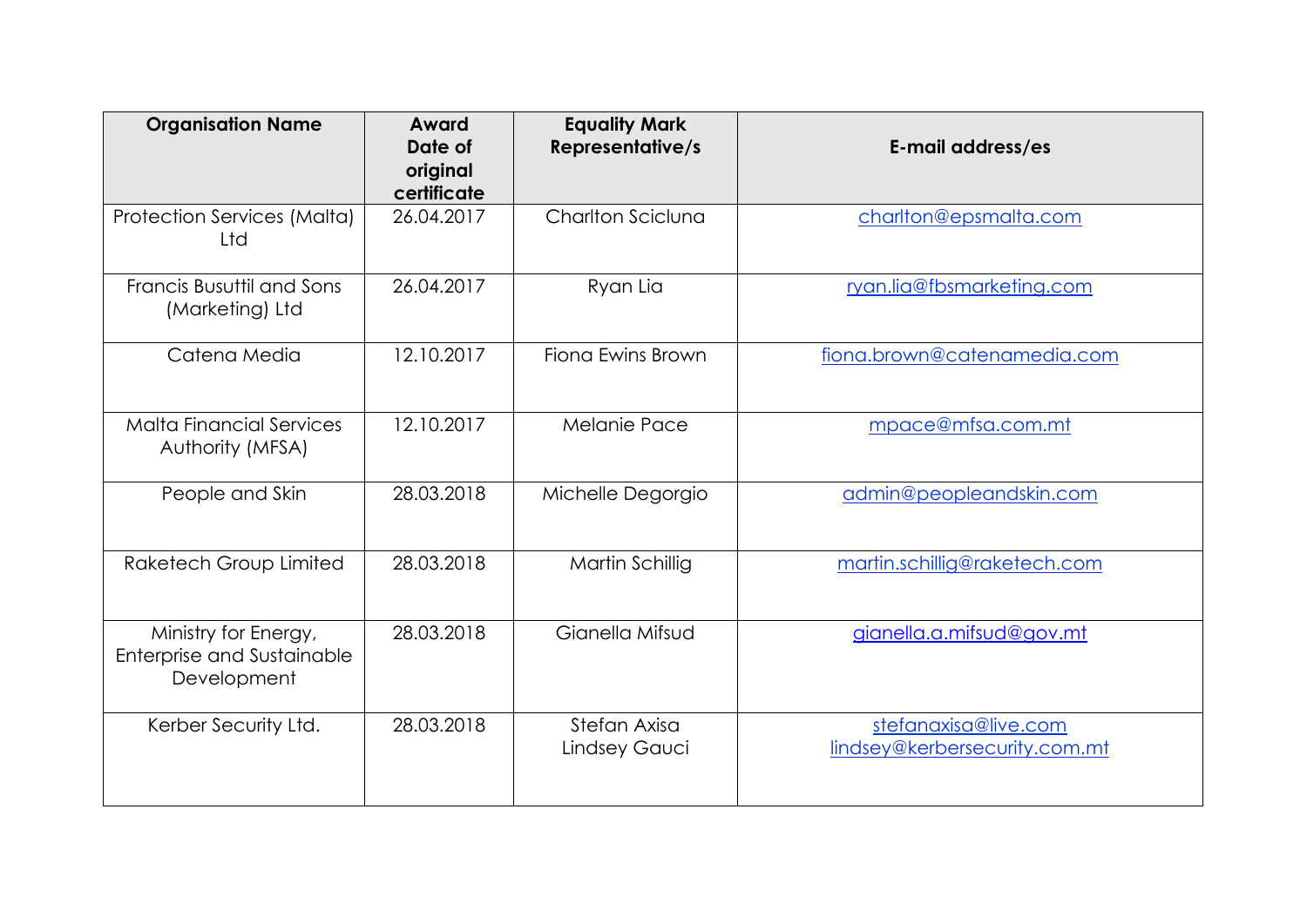| Organisation Name | Award Date of original certificate | Equality Mark Representative/s | E-mail address/es |
|---|---|---|---|
| Protection Services (Malta) Ltd | 26.04.2017 | Charlton Scicluna | charlton@epsmalta.com |
| Francis Busuttil and Sons (Marketing) Ltd | 26.04.2017 | Ryan Lia | ryan.lia@fbsmarketing.com |
| Catena Media | 12.10.2017 | Fiona Ewins Brown | fiona.brown@catenamedia.com |
| Malta Financial Services Authority (MFSA) | 12.10.2017 | Melanie Pace | mpace@mfsa.com.mt |
| People and Skin | 28.03.2018 | Michelle Degorgio | admin@peopleandskin.com |
| Raketech Group Limited | 28.03.2018 | Martin Schillig | martin.schillig@raketech.com |
| Ministry for Energy, Enterprise and Sustainable Development | 28.03.2018 | Gianella Mifsud | gianella.a.mifsud@gov.mt |
| Kerber Security Ltd. | 28.03.2018 | Stefan Axisa<br>Lindsey Gauci | stefanaxisa@live.com<br>lindsey@kerbersecurity.com.mt |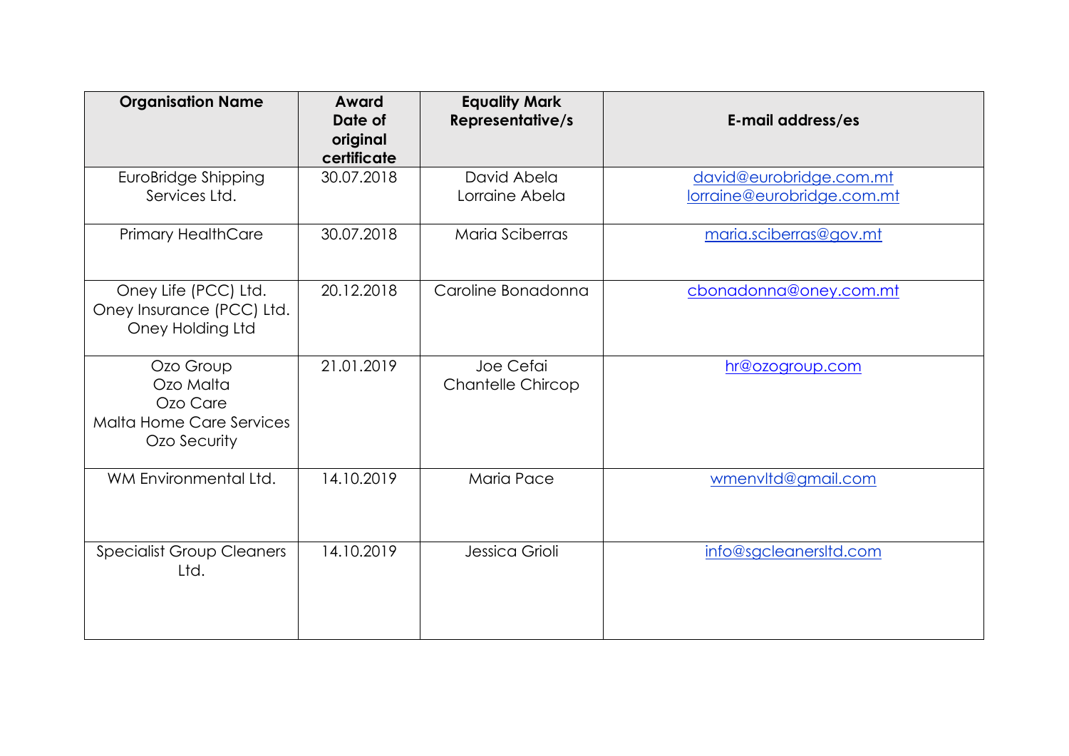| Organisation Name | Award Date of original certificate | Equality Mark Representative/s | E-mail address/es |
|---|---|---|---|
| EuroBridge Shipping Services Ltd. | 30.07.2018 | David Abela<br>Lorraine Abela | david@eurobridge.com.mt<br>lorraine@eurobridge.com.mt |
| Primary HealthCare | 30.07.2018 | Maria Sciberras | maria.sciberras@gov.mt |
| Oney Life (PCC) Ltd.<br>Oney Insurance (PCC) Ltd.<br>Oney Holding Ltd | 20.12.2018 | Caroline Bonadonna | cbonadonna@oney.com.mt |
| Ozo Group<br>Ozo Malta<br>Ozo Care<br>Malta Home Care Services<br>Ozo Security | 21.01.2019 | Joe Cefai<br>Chantelle Chircop | hr@ozogroup.com |
| WM Environmental Ltd. | 14.10.2019 | Maria Pace | wmenvltd@gmail.com |
| Specialist Group Cleaners Ltd. | 14.10.2019 | Jessica Grioli | info@sgcleanersltd.com |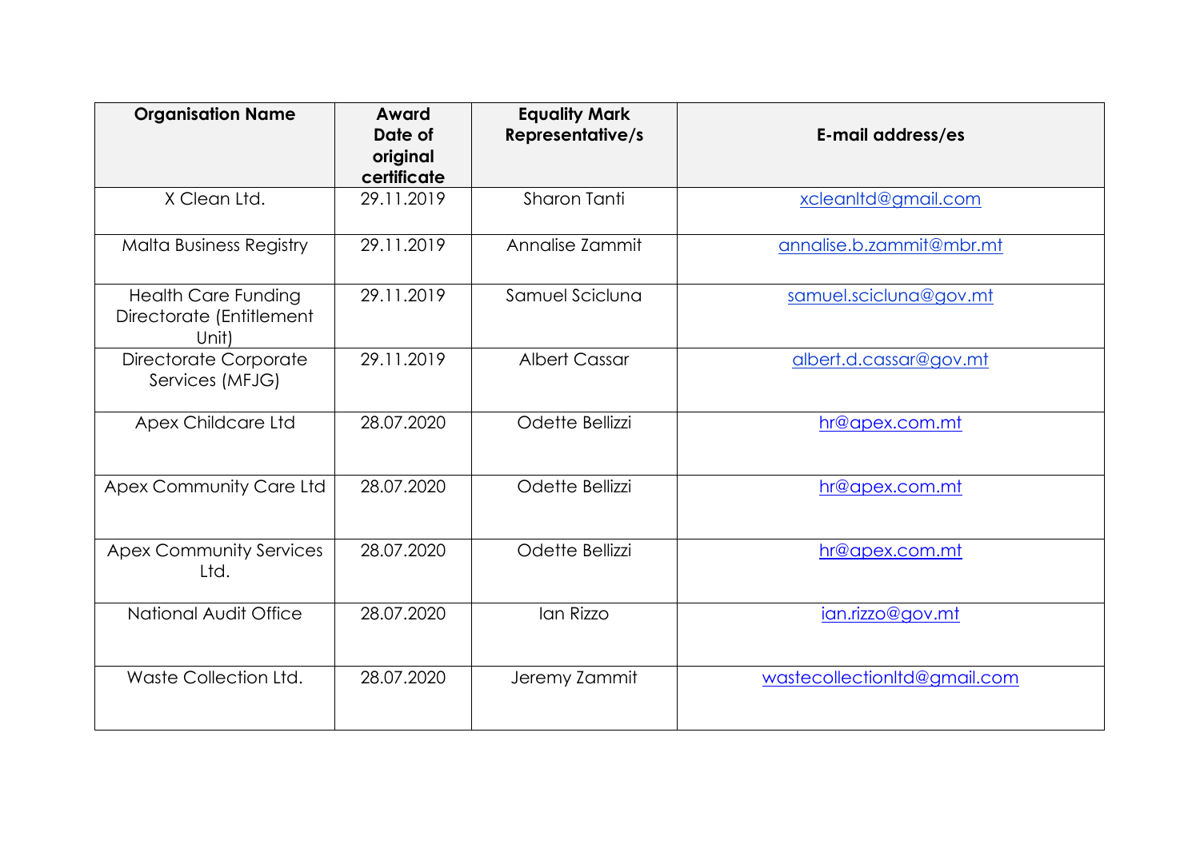| Organisation Name | Award Date of original certificate | Equality Mark Representative/s | E-mail address/es |
|---|---|---|---|
| X Clean Ltd. | 29.11.2019 | Sharon Tanti | xcleanltd@gmail.com |
| Malta Business Registry | 29.11.2019 | Annalise Zammit | annalise.b.zammit@mbr.mt |
| Health Care Funding Directorate (Entitlement Unit) | 29.11.2019 | Samuel Scicluna | samuel.scicluna@gov.mt |
| Directorate Corporate Services (MFJG) | 29.11.2019 | Albert Cassar | albert.d.cassar@gov.mt |
| Apex Childcare Ltd | 28.07.2020 | Odette Bellizzi | hr@apex.com.mt |
| Apex Community Care Ltd | 28.07.2020 | Odette Bellizzi | hr@apex.com.mt |
| Apex Community Services Ltd. | 28.07.2020 | Odette Bellizzi | hr@apex.com.mt |
| National Audit Office | 28.07.2020 | Ian Rizzo | ian.rizzo@gov.mt |
| Waste Collection Ltd. | 28.07.2020 | Jeremy Zammit | wastecollectionltd@gmail.com |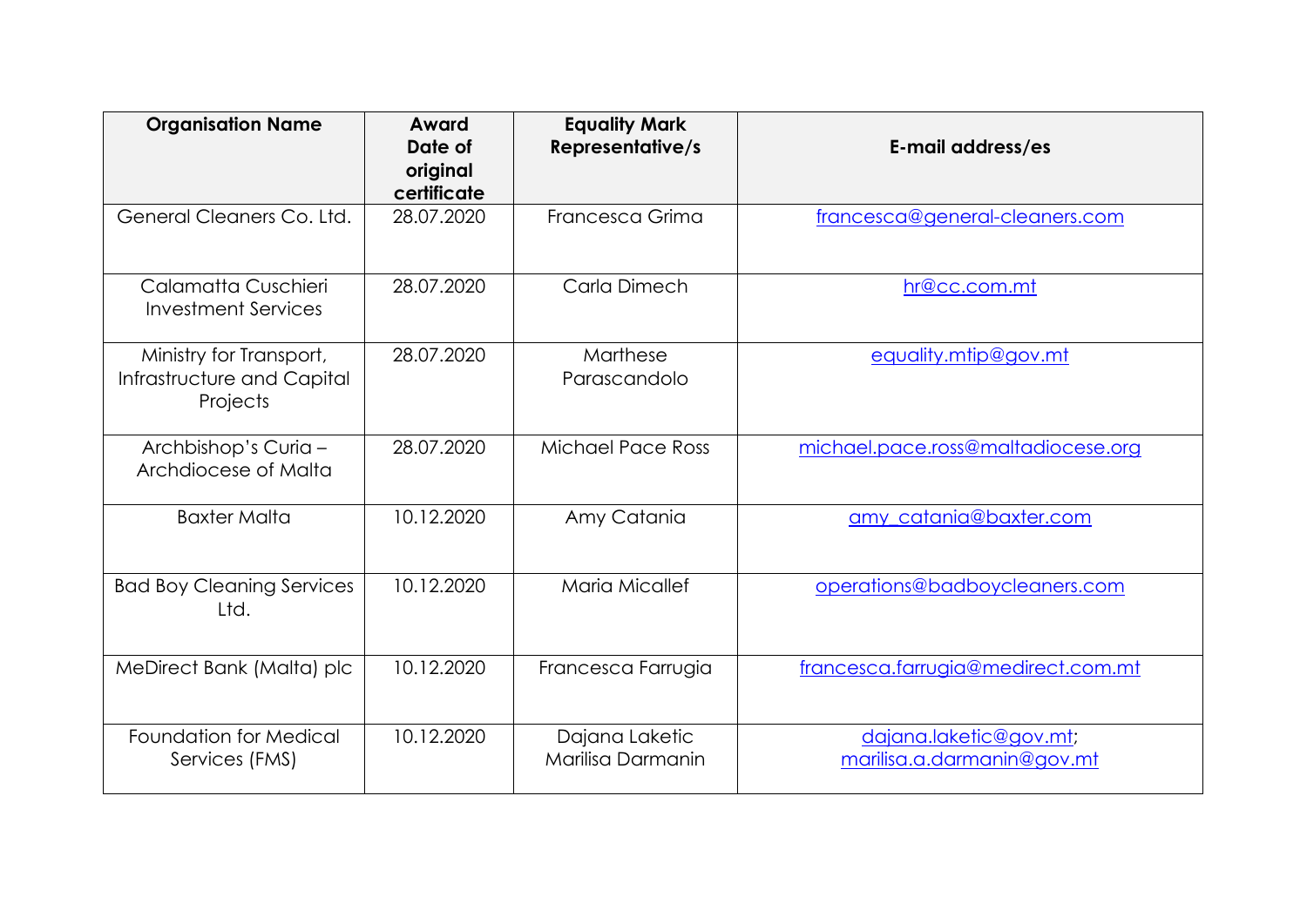| Organisation Name | Award Date of original certificate | Equality Mark Representative/s | E-mail address/es |
|---|---|---|---|
| General Cleaners Co. Ltd. | 28.07.2020 | Francesca Grima | francesca@general-cleaners.com |
| Calamatta Cuschieri Investment Services | 28.07.2020 | Carla Dimech | hr@cc.com.mt |
| Ministry for Transport, Infrastructure and Capital Projects | 28.07.2020 | Marthese Parascandolo | equality.mtip@gov.mt |
| Archbishop's Curia – Archdiocese of Malta | 28.07.2020 | Michael Pace Ross | michael.pace.ross@maltadiocese.org |
| Baxter Malta | 10.12.2020 | Amy Catania | amy_catania@baxter.com |
| Bad Boy Cleaning Services Ltd. | 10.12.2020 | Maria Micallef | operations@badboycleaners.com |
| MeDirect Bank (Malta) plc | 10.12.2020 | Francesca Farrugia | francesca.farrugia@medirect.com.mt |
| Foundation for Medical Services (FMS) | 10.12.2020 | Dajana Laketic<br>Marilisa Darmanin | dajana.laketic@gov.mt;<br>marilisa.a.darmanin@gov.mt |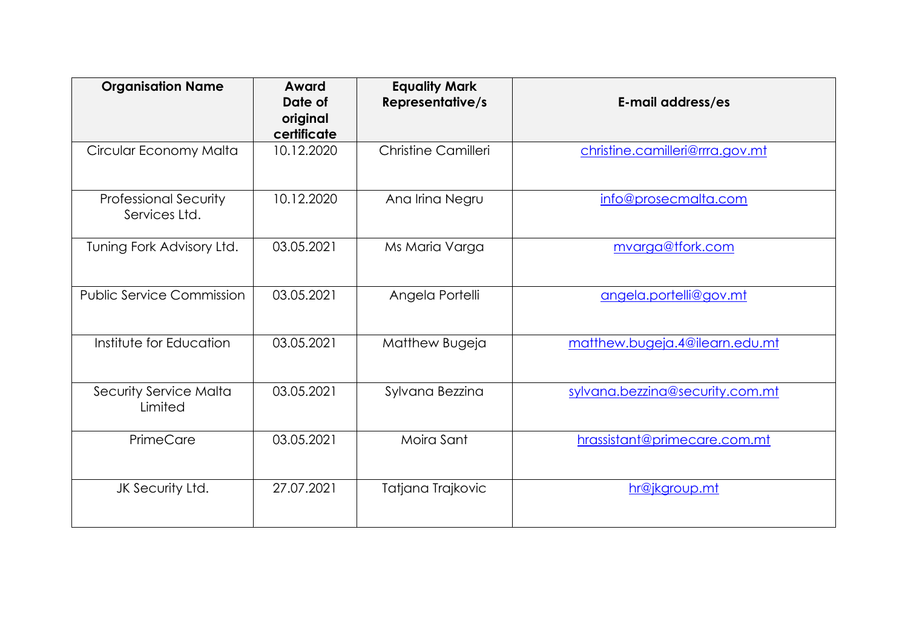| Organisation Name | Award Date of original certificate | Equality Mark Representative/s | E-mail address/es |
|---|---|---|---|
| Circular Economy Malta | 10.12.2020 | Christine Camilleri | christine.camilleri@rrra.gov.mt |
| Professional Security Services Ltd. | 10.12.2020 | Ana Irina Negru | info@prosecmalta.com |
| Tuning Fork Advisory Ltd. | 03.05.2021 | Ms Maria Varga | mvarga@tfork.com |
| Public Service Commission | 03.05.2021 | Angela Portelli | angela.portelli@gov.mt |
| Institute for Education | 03.05.2021 | Matthew Bugeja | matthew.bugeja.4@ilearn.edu.mt |
| Security Service Malta Limited | 03.05.2021 | Sylvana Bezzina | sylvana.bezzina@security.com.mt |
| PrimeCare | 03.05.2021 | Moira Sant | hrassistant@primecare.com.mt |
| JK Security Ltd. | 27.07.2021 | Tatjana Trajkovic | hr@jkgroup.mt |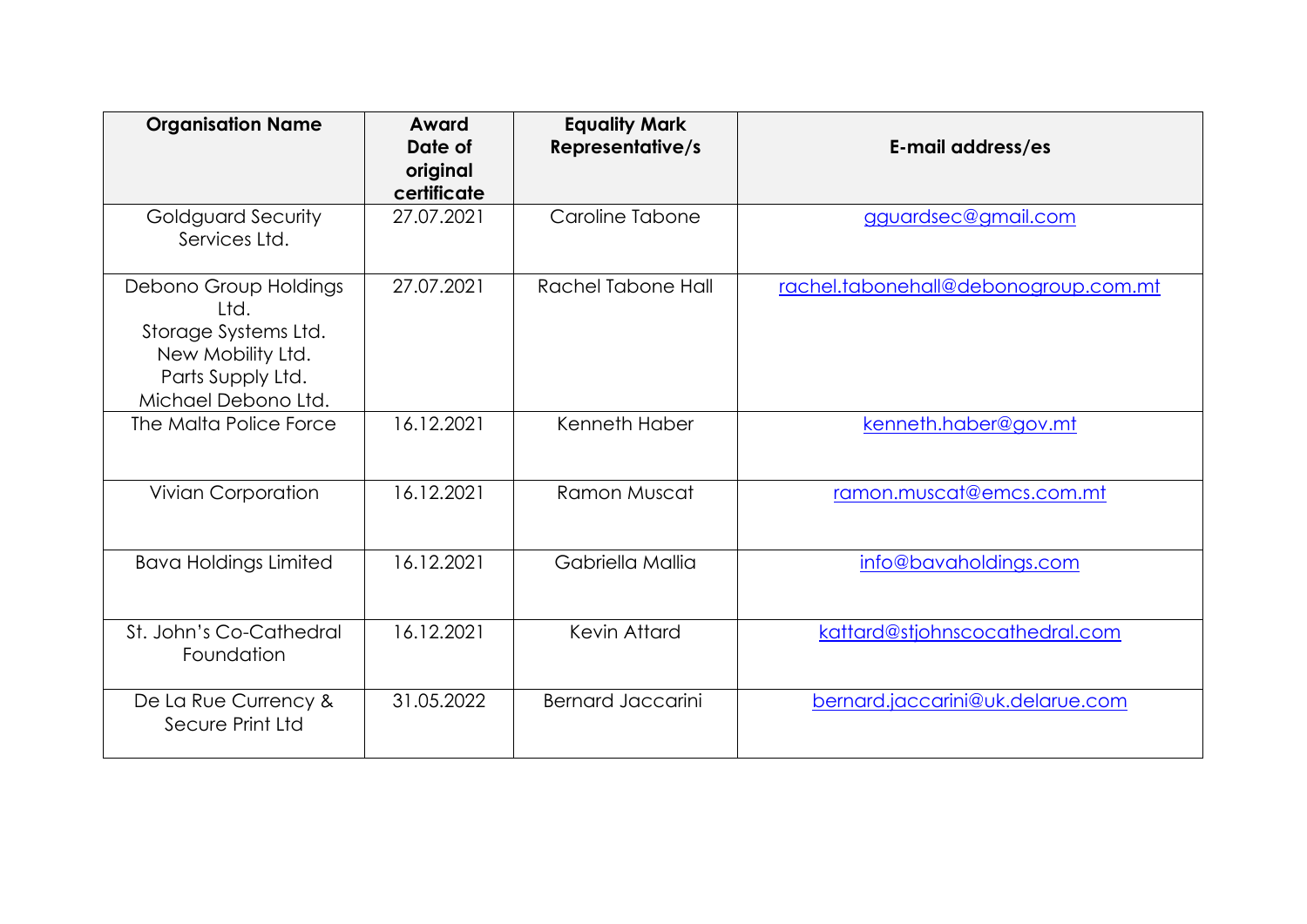| Organisation Name | Award Date of original certificate | Equality Mark Representative/s | E-mail address/es |
|---|---|---|---|
| Goldguard Security Services Ltd. | 27.07.2021 | Caroline Tabone | gguardsec@gmail.com |
| Debono Group Holdings Ltd. Storage Systems Ltd. New Mobility Ltd. Parts Supply Ltd. Michael Debono Ltd. | 27.07.2021 | Rachel Tabone Hall | rachel.tabonehall@debonogroup.com.mt |
| The Malta Police Force | 16.12.2021 | Kenneth Haber | kenneth.haber@gov.mt |
| Vivian Corporation | 16.12.2021 | Ramon Muscat | ramon.muscat@emcs.com.mt |
| Bava Holdings Limited | 16.12.2021 | Gabriella Mallia | info@bavaholdings.com |
| St. John's Co-Cathedral Foundation | 16.12.2021 | Kevin Attard | kattard@stjohnscocathedral.com |
| De La Rue Currency & Secure Print Ltd | 31.05.2022 | Bernard Jaccarini | bernard.jaccarini@uk.delarue.com |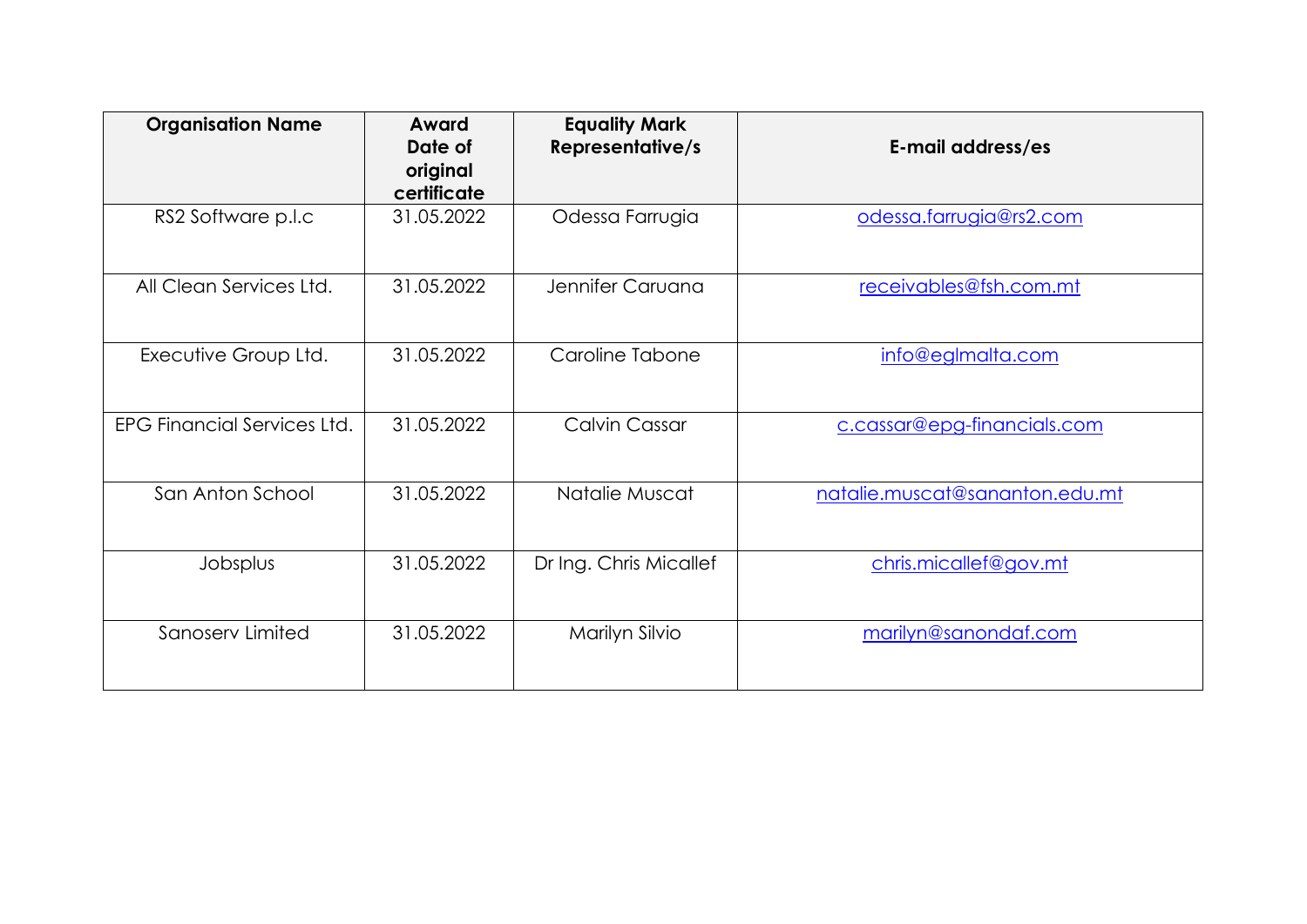| Organisation Name | Award Date of original certificate | Equality Mark Representative/s | E-mail address/es |
|---|---|---|---|
| RS2 Software p.l.c | 31.05.2022 | Odessa Farrugia | odessa.farrugia@rs2.com |
| All Clean Services Ltd. | 31.05.2022 | Jennifer Caruana | receivables@fsh.com.mt |
| Executive Group Ltd. | 31.05.2022 | Caroline Tabone | info@eglmalta.com |
| EPG Financial Services Ltd. | 31.05.2022 | Calvin Cassar | c.cassar@epg-financials.com |
| San Anton School | 31.05.2022 | Natalie Muscat | natalie.muscat@sananton.edu.mt |
| Jobsplus | 31.05.2022 | Dr Ing. Chris Micallef | chris.micallef@gov.mt |
| Sanoserv Limited | 31.05.2022 | Marilyn Silvio | marilyn@sanondaf.com |